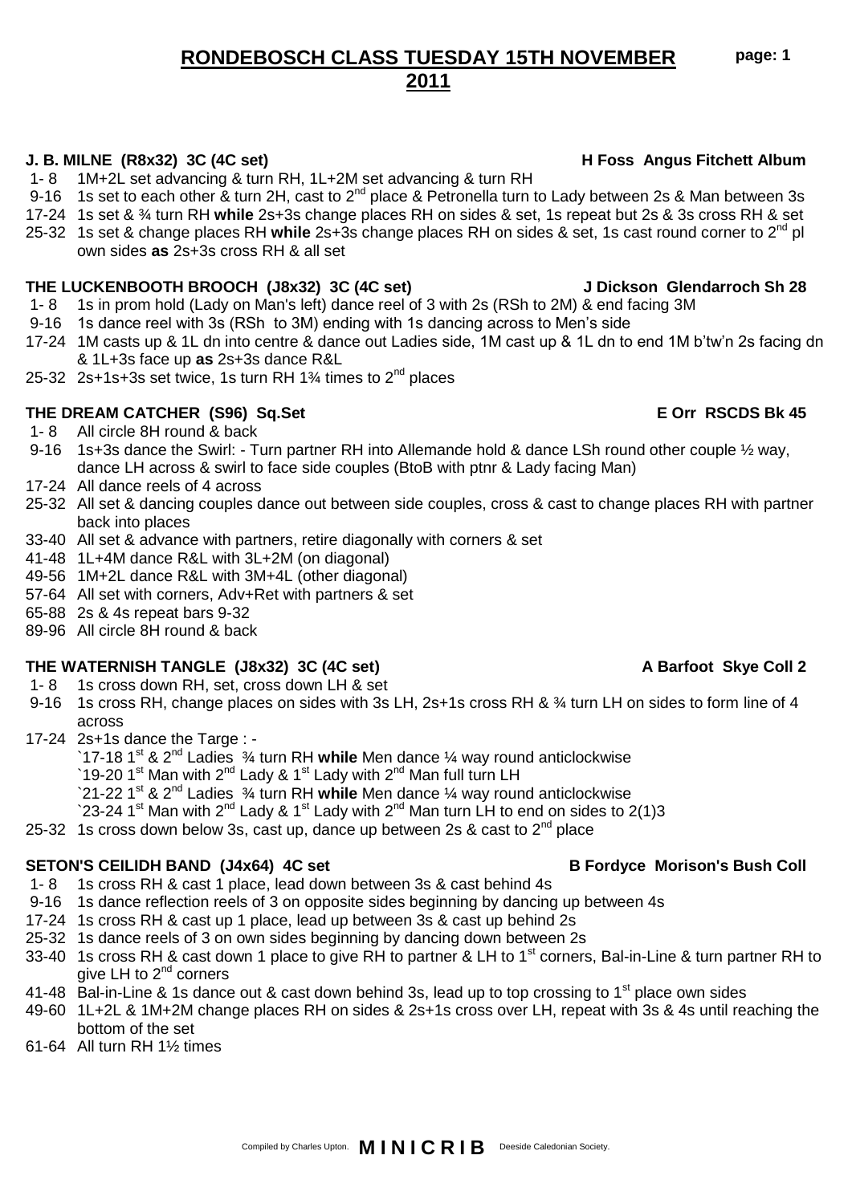# RONDEBOSCH CLASS TUESDAY 15TH NOVEMBER 2011

**J. B. MILNE (R8x32) 3C (4C set)** — **H Foss Angus Fitchett Album**

1- 8 1M+2L set advancing & turn RH, 1L+2M set advancing & turn RH
9-16 1s set to each other & turn 2H, cast to 2nd place & Petronella turn to Lady between 2s & Man between 3s
17-24 1s set & ¾ turn RH **while** 2s+3s change places RH on sides & set, 1s repeat but 2s & 3s cross RH & set
25-32 1s set & change places RH **while** 2s+3s change places RH on sides & set, 1s cast round corner to 2nd pl own sides **as** 2s+3s cross RH & all set

**THE LUCKENBOOTH BROOCH (J8x32) 3C (4C set)** — **J Dickson Glendarroch Sh 28**

1- 8 1s in prom hold (Lady on Man's left) dance reel of 3 with 2s (RSh to 2M) & end facing 3M
9-16 1s dance reel with 3s (RSh to 3M) ending with 1s dancing across to Men's side
17-24 1M casts up & 1L dn into centre & dance out Ladies side, 1M cast up & 1L dn to end 1M b'tw'n 2s facing dn & 1L+3s face up **as** 2s+3s dance R&L
25-32 2s+1s+3s set twice, 1s turn RH 1¾ times to 2nd places

**THE DREAM CATCHER (S96) Sq.Set** — **E Orr RSCDS Bk 45**

1- 8 All circle 8H round & back
9-16 1s+3s dance the Swirl: - Turn partner RH into Allemande hold & dance LSh round other couple ½ way, dance LH across & swirl to face side couples (BtoB with ptnr & Lady facing Man)
17-24 All dance reels of 4 across
25-32 All set & dancing couples dance out between side couples, cross & cast to change places RH with partner back into places
33-40 All set & advance with partners, retire diagonally with corners & set
41-48 1L+4M dance R&L with 3L+2M (on diagonal)
49-56 1M+2L dance R&L with 3M+4L (other diagonal)
57-64 All set with corners, Adv+Ret with partners & set
65-88 2s & 4s repeat bars 9-32
89-96 All circle 8H round & back

**THE WATERNISH TANGLE (J8x32) 3C (4C set)** — **A Barfoot Skye Coll 2**

1- 8 1s cross down RH, set, cross down LH & set
9-16 1s cross RH, change places on sides with 3s LH, 2s+1s cross RH & ¾ turn LH on sides to form line of 4 across
17-24 2s+1s dance the Targe : -
`17-18 1st & 2nd Ladies ¾ turn RH **while** Men dance ¼ way round anticlockwise
`19-20 1st Man with 2nd Lady & 1st Lady with 2nd Man full turn LH
`21-22 1st & 2nd Ladies ¾ turn RH **while** Men dance ¼ way round anticlockwise
`23-24 1st Man with 2nd Lady & 1st Lady with 2nd Man turn LH to end on sides to 2(1)3
25-32 1s cross down below 3s, cast up, dance up between 2s & cast to 2nd place

**SETON'S CEILIDH BAND (J4x64) 4C set** — **B Fordyce Morison's Bush Coll**

1- 8 1s cross RH & cast 1 place, lead down between 3s & cast behind 4s
9-16 1s dance reflection reels of 3 on opposite sides beginning by dancing up between 4s
17-24 1s cross RH & cast up 1 place, lead up between 3s & cast up behind 2s
25-32 1s dance reels of 3 on own sides beginning by dancing down between 2s
33-40 1s cross RH & cast down 1 place to give RH to partner & LH to 1st corners, Bal-in-Line & turn partner RH to give LH to 2nd corners
41-48 Bal-in-Line & 1s dance out & cast down behind 3s, lead up to top crossing to 1st place own sides
49-60 1L+2L & 1M+2M change places RH on sides & 2s+1s cross over LH, repeat with 3s & 4s until reaching the bottom of the set
61-64 All turn RH 1½ times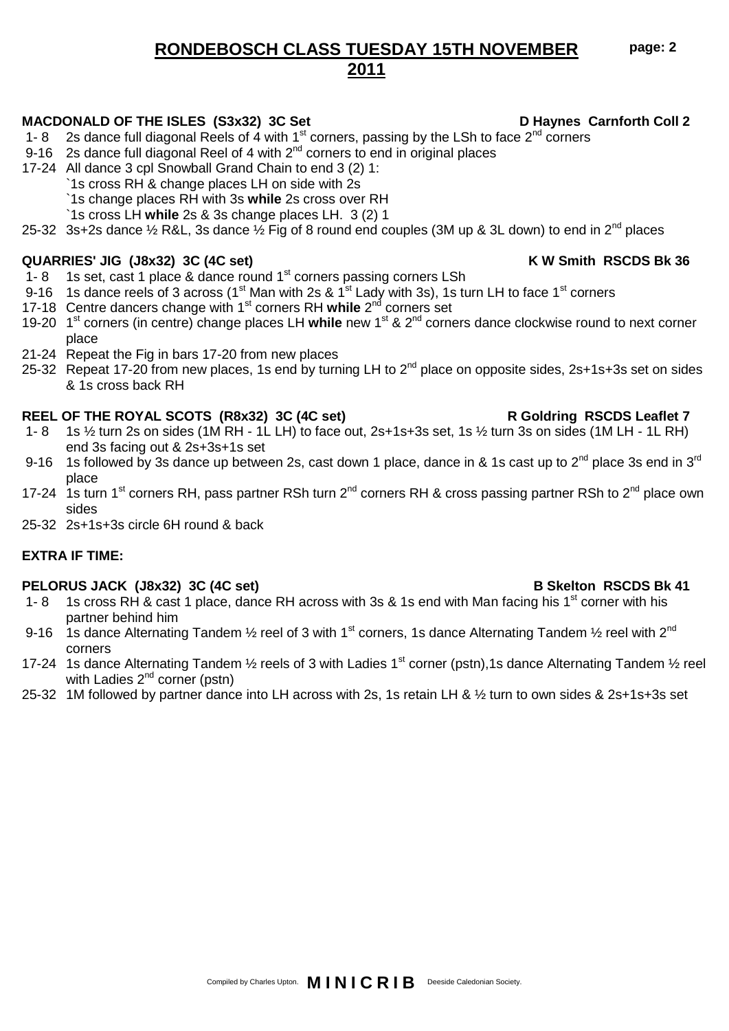# RONDEBOSCH CLASS TUESDAY 15TH NOVEMBER 2011

**MACDONALD OF THE ISLES (S3x32) 3C Set** **D Haynes Carnforth Coll 2**

1- 8 2s dance full diagonal Reels of 4 with 1st corners, passing by the LSh to face 2nd corners
9-16 2s dance full diagonal Reel of 4 with 2nd corners to end in original places
17-24 All dance 3 cpl Snowball Grand Chain to end 3 (2) 1:
`1s cross RH & change places LH on side with 2s
`1s change places RH with 3s **while** 2s cross over RH
`1s cross LH **while** 2s & 3s change places LH. 3 (2) 1
25-32 3s+2s dance ½ R&L, 3s dance ½ Fig of 8 round end couples (3M up & 3L down) to end in 2nd places

**QUARRIES' JIG (J8x32) 3C (4C set)** **K W Smith RSCDS Bk 36**

1- 8 1s set, cast 1 place & dance round 1st corners passing corners LSh
9-16 1s dance reels of 3 across (1st Man with 2s & 1st Lady with 3s), 1s turn LH to face 1st corners
17-18 Centre dancers change with 1st corners RH **while** 2nd corners set
19-20 1st corners (in centre) change places LH **while** new 1st & 2nd corners dance clockwise round to next corner place
21-24 Repeat the Fig in bars 17-20 from new places
25-32 Repeat 17-20 from new places, 1s end by turning LH to 2nd place on opposite sides, 2s+1s+3s set on sides & 1s cross back RH

**REEL OF THE ROYAL SCOTS (R8x32) 3C (4C set)** **R Goldring RSCDS Leaflet 7**

1- 8 1s ½ turn 2s on sides (1M RH - 1L LH) to face out, 2s+1s+3s set, 1s ½ turn 3s on sides (1M LH - 1L RH) end 3s facing out & 2s+3s+1s set
9-16 1s followed by 3s dance up between 2s, cast down 1 place, dance in & 1s cast up to 2nd place 3s end in 3rd place
17-24 1s turn 1st corners RH, pass partner RSh turn 2nd corners RH & cross passing partner RSh to 2nd place own sides
25-32 2s+1s+3s circle 6H round & back

**EXTRA IF TIME:**

**PELORUS JACK (J8x32) 3C (4C set)** **B Skelton RSCDS Bk 41**

1- 8 1s cross RH & cast 1 place, dance RH across with 3s & 1s end with Man facing his 1st corner with his partner behind him
9-16 1s dance Alternating Tandem ½ reel of 3 with 1st corners, 1s dance Alternating Tandem ½ reel with 2nd corners
17-24 1s dance Alternating Tandem ½ reels of 3 with Ladies 1st corner (pstn),1s dance Alternating Tandem ½ reel with Ladies 2nd corner (pstn)
25-32 1M followed by partner dance into LH across with 2s, 1s retain LH & ½ turn to own sides & 2s+1s+3s set